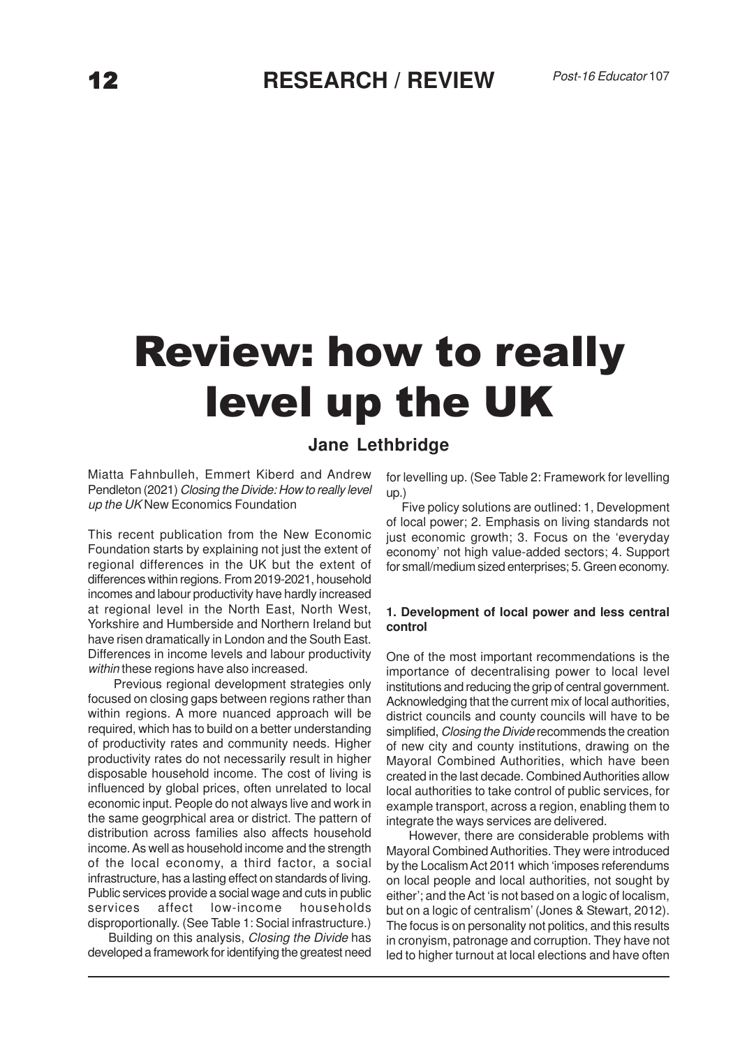# Review: how to really level up the UK

**Jane Lethbridge**

Miatta Fahnbulleh, Emmert Kiberd and Andrew Pendleton (2021) *Closing the Divide: How to really level up the UK* New Economics Foundation

This recent publication from the New Economic Foundation starts by explaining not just the extent of regional differences in the UK but the extent of differences within regions. From 2019-2021, household incomes and labour productivity have hardly increased at regional level in the North East, North West, Yorkshire and Humberside and Northern Ireland but have risen dramatically in London and the South East. Differences in income levels and labour productivity *within* these regions have also increased.

Previous regional development strategies only focused on closing gaps between regions rather than within regions. A more nuanced approach will be required, which has to build on a better understanding of productivity rates and community needs. Higher productivity rates do not necessarily result in higher disposable household income. The cost of living is influenced by global prices, often unrelated to local economic input. People do not always live and work in the same geogrphical area or district. The pattern of distribution across families also affects household income. As well as household income and the strength of the local economy, a third factor, a social infrastructure, has a lasting effect on standards of living. Public services provide a social wage and cuts in public services affect low-income households disproportionally. (See Table 1: Social infrastructure.)

Building on this analysis, *Closing the Divide* has developed a framework for identifying the greatest need for levelling up. (See Table 2: Framework for levelling up.)

Five policy solutions are outlined: 1, Development of local power; 2. Emphasis on living standards not just economic growth; 3. Focus on the 'everyday economy' not high value-added sectors; 4. Support for small/medium sized enterprises; 5. Green economy.

#### 1. Development of local power and less central control

One of the most important recommendations is the importance of decentralising power to local level institutions and reducing the grip of central government. Acknowledging that the current mix of local authorities, district councils and county councils will have to be simplified, *Closing the Divide* recommends the creation of new city and county institutions, drawing on the Mayoral Combined Authorities, which have been created in the last decade. Combined Authorities allow local authorities to take control of public services, for example transport, across a region, enabling them to integrate the ways services are delivered.

However, there are considerable problems with Mayoral Combined Authorities. They were introduced by the Localism Act 2011 which 'imposes referendums on local people and local authorities, not sought by either'; and the Act 'is not based on a logic of localism, but on a logic of centralism' (Jones & Stewart, 2012). The focus is on personality not politics, and this results in cronyism, patronage and corruption. They have not led to higher turnout at local elections and have often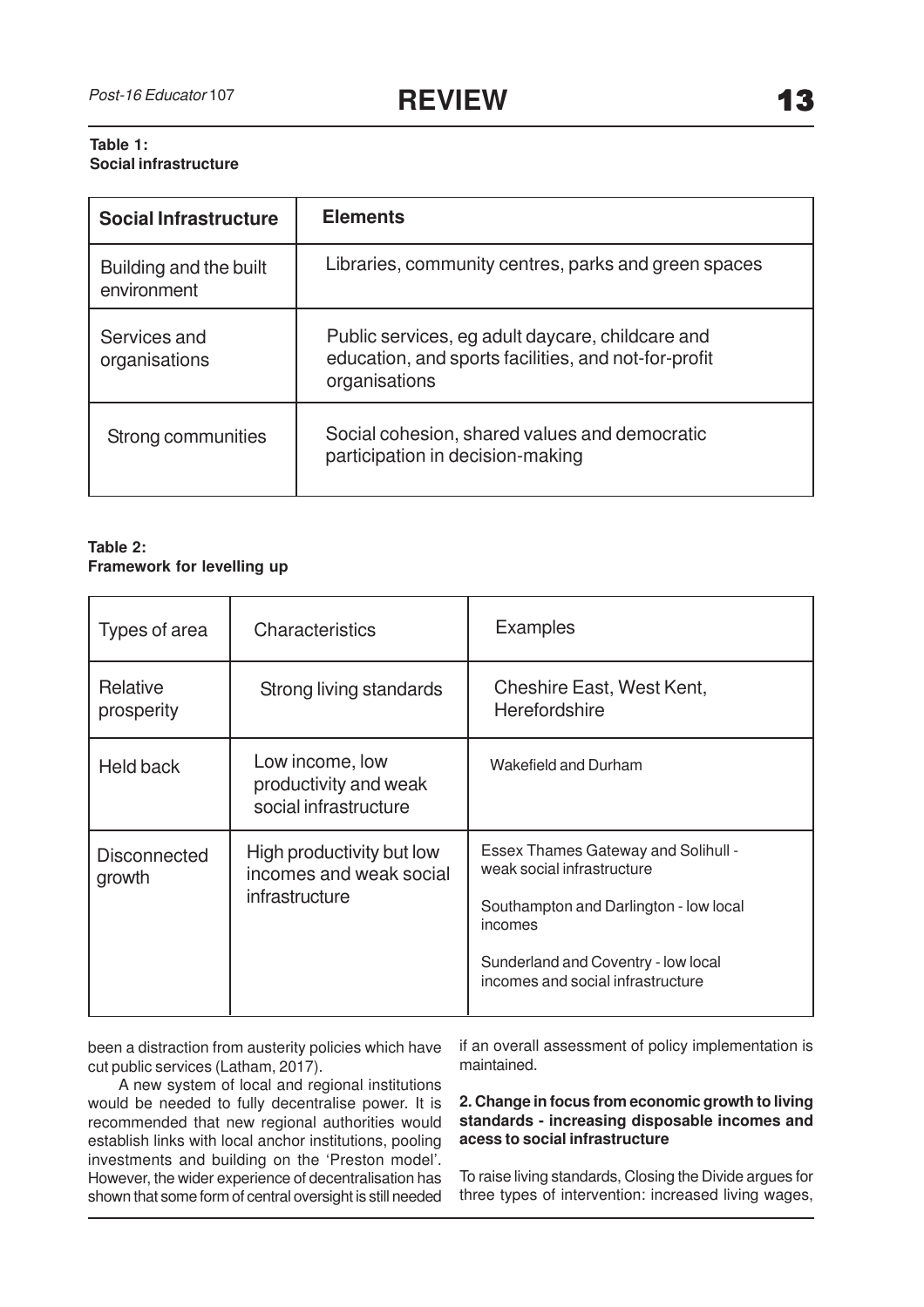**Table 1:**
**Social infrastructure**

| Social Infrastructure | Elements |
|---|---|
| Building and the built environment | Libraries, community centres, parks and green spaces |
| Services and organisations | Public services, eg adult daycare, childcare and education, and sports facilities, and not-for-profit organisations |
| Strong communities | Social cohesion, shared values and democratic participation in decision-making |

**Table 2:**
**Framework for levelling up**

| Types of area | Characteristics | Examples |
|---|---|---|
| Relative prosperity | Strong living standards | Cheshire East, West Kent, Herefordshire |
| Held back | Low income, low productivity and weak social infrastructure | Wakefield and Durham |
| Disconnected growth | High productivity but low incomes and weak social infrastructure | Essex Thames Gateway and Solihull - weak social infrastructure<br><br>Southampton and Darlington - low local incomes<br><br>Sunderland and Coventry - low local incomes and social infrastructure |

been a distraction from austerity policies which have cut public services (Latham, 2017).

A new system of local and regional institutions would be needed to fully decentralise power. It is recommended that new regional authorities would establish links with local anchor institutions, pooling investments and building on the 'Preston model'. However, the wider experience of decentralisation has shown that some form of central oversight is still needed if an overall assessment of policy implementation is maintained.

**2. Change in focus from economic growth to living standards - increasing disposable incomes and acess to social infrastructure**

To raise living standards, Closing the Divide argues for three types of intervention: increased living wages,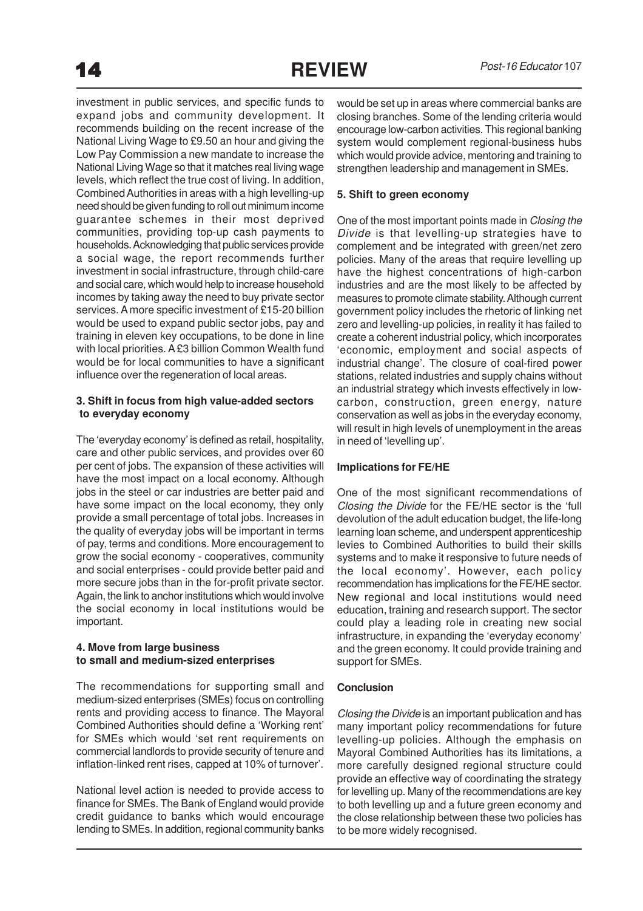investment in public services, and specific funds to expand jobs and community development. It recommends building on the recent increase of the National Living Wage to £9.50 an hour and giving the Low Pay Commission a new mandate to increase the National Living Wage so that it matches real living wage levels, which reflect the true cost of living. In addition, Combined Authorities in areas with a high levelling-up need should be given funding to roll out minimum income guarantee schemes in their most deprived communities, providing top-up cash payments to households. Acknowledging that public services provide a social wage, the report recommends further investment in social infrastructure, through child-care and social care, which would help to increase household incomes by taking away the need to buy private sector services. A more specific investment of £15-20 billion would be used to expand public sector jobs, pay and training in eleven key occupations, to be done in line with local priorities. A £3 billion Common Wealth fund would be for local communities to have a significant influence over the regeneration of local areas.

**3. Shift in focus from high value-added sectors to everyday economy**

The 'everyday economy' is defined as retail, hospitality, care and other public services, and provides over 60 per cent of jobs. The expansion of these activities will have the most impact on a local economy. Although jobs in the steel or car industries are better paid and have some impact on the local economy, they only provide a small percentage of total jobs. Increases in the quality of everyday jobs will be important in terms of pay, terms and conditions. More encouragement to grow the social economy - cooperatives, community and social enterprises - could provide better paid and more secure jobs than in the for-profit private sector. Again, the link to anchor institutions which would involve the social economy in local institutions would be important.

**4. Move from large business to small and medium-sized enterprises**

The recommendations for supporting small and medium-sized enterprises (SMEs) focus on controlling rents and providing access to finance. The Mayoral Combined Authorities should define a 'Working rent' for SMEs which would 'set rent requirements on commercial landlords to provide security of tenure and inflation-linked rent rises, capped at 10% of turnover'.

National level action is needed to provide access to finance for SMEs. The Bank of England would provide credit guidance to banks which would encourage lending to SMEs. In addition, regional community banks would be set up in areas where commercial banks are closing branches. Some of the lending criteria would encourage low-carbon activities. This regional banking system would complement regional-business hubs which would provide advice, mentoring and training to strengthen leadership and management in SMEs.

**5. Shift to green economy**

One of the most important points made in *Closing the Divide* is that levelling-up strategies have to complement and be integrated with green/net zero policies. Many of the areas that require levelling up have the highest concentrations of high-carbon industries and are the most likely to be affected by measures to promote climate stability. Although current government policy includes the rhetoric of linking net zero and levelling-up policies, in reality it has failed to create a coherent industrial policy, which incorporates 'economic, employment and social aspects of industrial change'. The closure of coal-fired power stations, related industries and supply chains without an industrial strategy which invests effectively in low-carbon, construction, green energy, nature conservation as well as jobs in the everyday economy, will result in high levels of unemployment in the areas in need of 'levelling up'.

**Implications for FE/HE**

One of the most significant recommendations of *Closing the Divide* for the FE/HE sector is the 'full devolution of the adult education budget, the life-long learning loan scheme, and underspent apprenticeship levies to Combined Authorities to build their skills systems and to make it responsive to future needs of the local economy'. However, each policy recommendation has implications for the FE/HE sector. New regional and local institutions would need education, training and research support. The sector could play a leading role in creating new social infrastructure, in expanding the 'everyday economy' and the green economy. It could provide training and support for SMEs.

**Conclusion**

*Closing the Divide* is an important publication and has many important policy recommendations for future levelling-up policies. Although the emphasis on Mayoral Combined Authorities has its limitations, a more carefully designed regional structure could provide an effective way of coordinating the strategy for levelling up. Many of the recommendations are key to both levelling up and a future green economy and the close relationship between these two policies has to be more widely recognised.